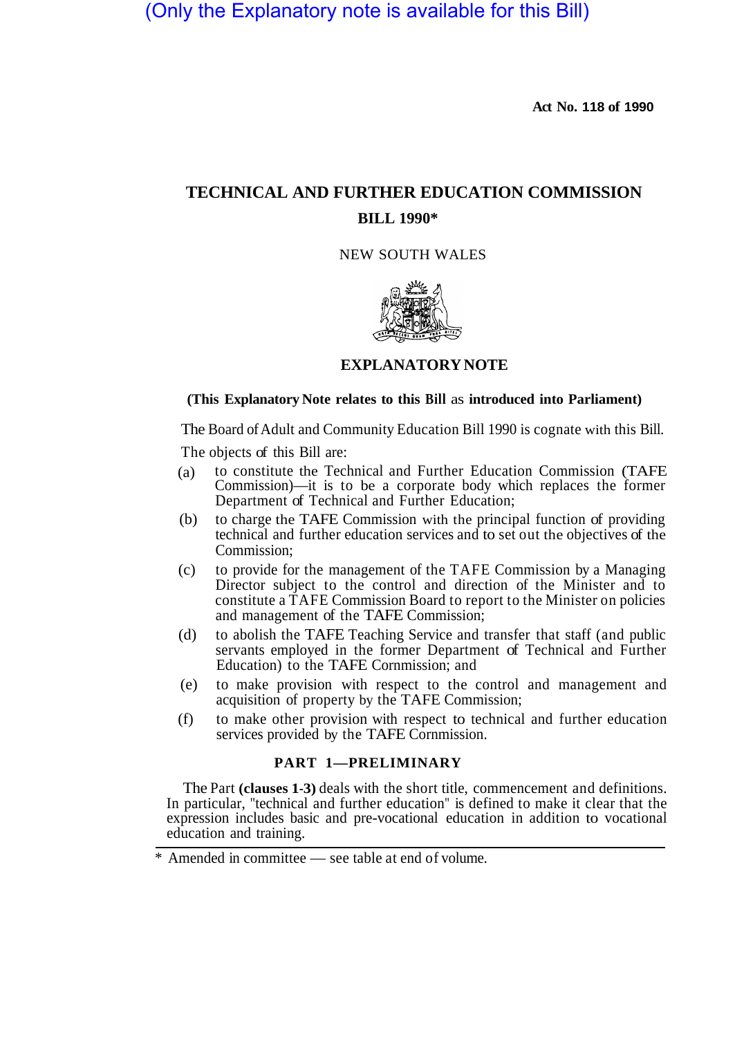(Only the Explanatory note is available for this Bill)

**Act No. 118 of 1990**

# TECHNICAL AND FURTHER EDUCATION COMMISSION BILL 1990*

NEW SOUTH WALES

## EXPLANATORY NOTE

**(This Explanatory Note relates to this Bill as introduced into Parliament)**

The Board of Adult and Community Education Bill 1990 is cognate with this Bill.

The objects of this Bill are:

(a) to constitute the Technical and Further Education Commission (TAFE Commission)—it is to be a corporate body which replaces the former Department of Technical and Further Education;

(b) to charge the TAFE Commission with the principal function of providing technical and further education services and to set out the objectives of the Commission;

(c) to provide for the management of the TAFE Commission by a Managing Director subject to the control and direction of the Minister and to constitute a TAFE Commission Board to report to the Minister on policies and management of the TAFE Commission;

(d) to abolish the TAFE Teaching Service and transfer that staff (and public servants employed in the former Department of Technical and Further Education) to the TAFE Commission; and

(e) to make provision with respect to the control and management and acquisition of property by the TAFE Commission;

(f) to make other provision with respect to technical and further education services provided by the TAFE Commission.

### PART 1—PRELIMINARY

The Part **(clauses 1-3)** deals with the short title, commencement and definitions. In particular, "technical and further education" is defined to make it clear that the expression includes basic and pre-vocational education in addition to vocational education and training.

* Amended in committee — see table at end of volume.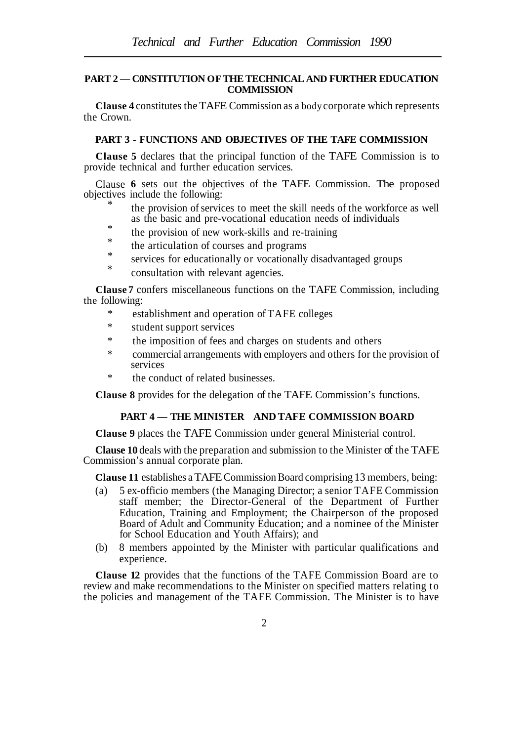## PART 2 — C0NSTITUTION OF THE TECHNICAL AND FURTHER EDUCATION COMMISSION

**Clause 4** constitutes the TAFE Commission as a body corporate which represents the Crown.

## PART 3 - FUNCTIONS AND OBJECTIVES OF THE TAFE COMMISSION

**Clause 5** declares that the principal function of the TAFE Commission is to provide technical and further education services.

Clause **6** sets out the objectives of the TAFE Commission. The proposed objectives include the following:

* the provision of services to meet the skill needs of the workforce as well as the basic and pre-vocational education needs of individuals
* the provision of new work-skills and re-training
* the articulation of courses and programs
* services for educationally or vocationally disadvantaged groups
* consultation with relevant agencies.

**Clause 7** confers miscellaneous functions on the TAFE Commission, including the following:

* establishment and operation of TAFE colleges
* student support services
* the imposition of fees and charges on students and others
* commercial arrangements with employers and others for the provision of services
* the conduct of related businesses.

**Clause 8** provides for the delegation of the TAFE Commission's functions.

## PART 4 — THE MINISTER AND TAFE COMMISSION BOARD

**Clause 9** places the TAFE Commission under general Ministerial control.

**Clause 10** deals with the preparation and submission to the Minister of the TAFE Commission's annual corporate plan.

**Clause 11** establishes a TAFE Commission Board comprising 13 members, being:

(a) 5 ex-officio members (the Managing Director; a senior TAFE Commission staff member; the Director-General of the Department of Further Education, Training and Employment; the Chairperson of the proposed Board of Adult and Community Education; and a nominee of the Minister for School Education and Youth Affairs); and

(b) 8 members appointed by the Minister with particular qualifications and experience.

**Clause 12** provides that the functions of the TAFE Commission Board are to review and make recommendations to the Minister on specified matters relating to the policies and management of the TAFE Commission. The Minister is to have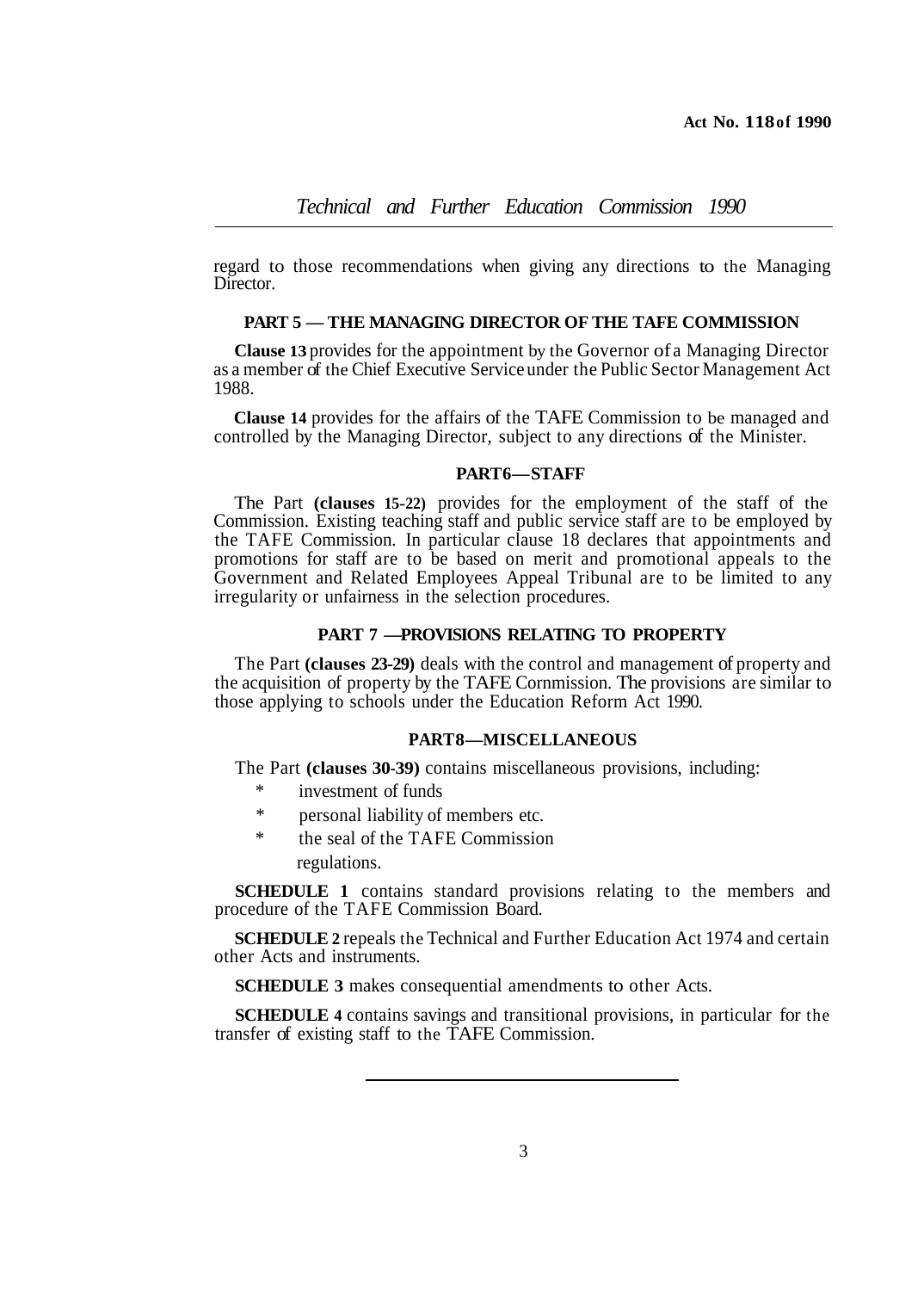regard to those recommendations when giving any directions to the Managing Director.

## PART 5 — THE MANAGING DIRECTOR OF THE TAFE COMMISSION

**Clause 13** provides for the appointment by the Governor of a Managing Director as a member of the Chief Executive Service under the Public Sector Management Act 1988.

**Clause 14** provides for the affairs of the TAFE Commission to be managed and controlled by the Managing Director, subject to any directions of the Minister.

## PART 6—STAFF

The Part **(clauses 15-22)** provides for the employment of the staff of the Commission. Existing teaching staff and public service staff are to be employed by the TAFE Commission. In particular clause 18 declares that appointments and promotions for staff are to be based on merit and promotional appeals to the Government and Related Employees Appeal Tribunal are to be limited to any irregularity or unfairness in the selection procedures.

## PART 7 —PROVISIONS RELATING TO PROPERTY

The Part **(clauses 23-29)** deals with the control and management of property and the acquisition of property by the TAFE Cornmission. The provisions are similar to those applying to schools under the Education Reform Act 1990.

## PART 8—MISCELLANEOUS

The Part **(clauses 30-39)** contains miscellaneous provisions, including:

- investment of funds
- personal liability of members etc.
- the seal of the TAFE Commission
- regulations.

**SCHEDULE 1** contains standard provisions relating to the members and procedure of the TAFE Commission Board.

**SCHEDULE 2** repeals the Technical and Further Education Act 1974 and certain other Acts and instruments.

**SCHEDULE 3** makes consequential amendments to other Acts.

**SCHEDULE 4** contains savings and transitional provisions, in particular for the transfer of existing staff to the TAFE Commission.